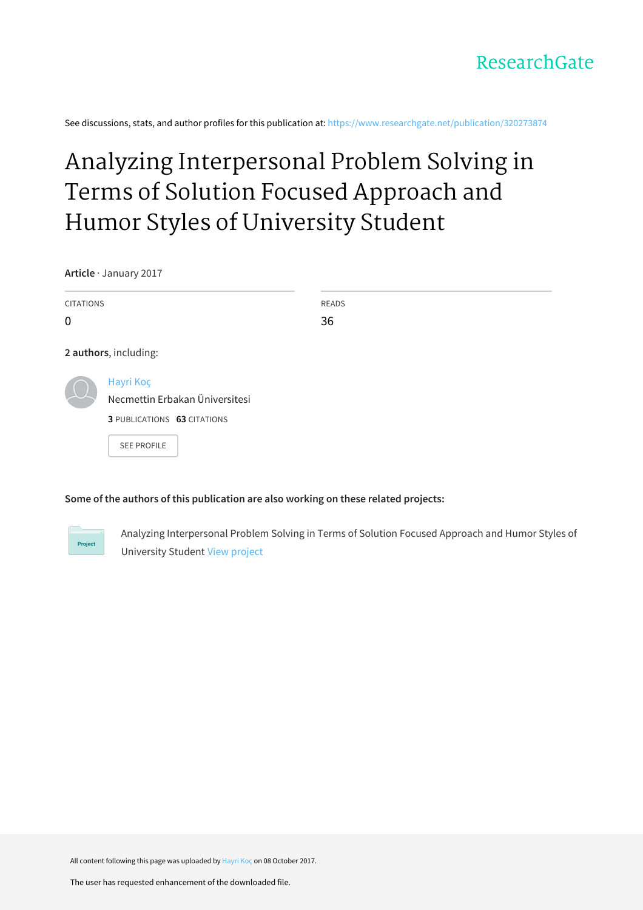ResearchGate

See discussions, stats, and author profiles for this publication at: https://www.researchgate.net/publication/320273874

# Analyzing Interpersonal Problem Solving in Terms of Solution Focused Approach and Humor Styles of University Student

**Article** · January 2017

| CITATIONS | READS |
|---|---|
| 0 | 36 |

**2 authors**, including:

Hayri Koç
Necmettin Erbakan Üniversitesi
**3** PUBLICATIONS **63** CITATIONS

SEE PROFILE

**Some of the authors of this publication are also working on these related projects:**

Project: Analyzing Interpersonal Problem Solving in Terms of Solution Focused Approach and Humor Styles of University Student View project

All content following this page was uploaded by Hayri Koç on 08 October 2017.

The user has requested enhancement of the downloaded file.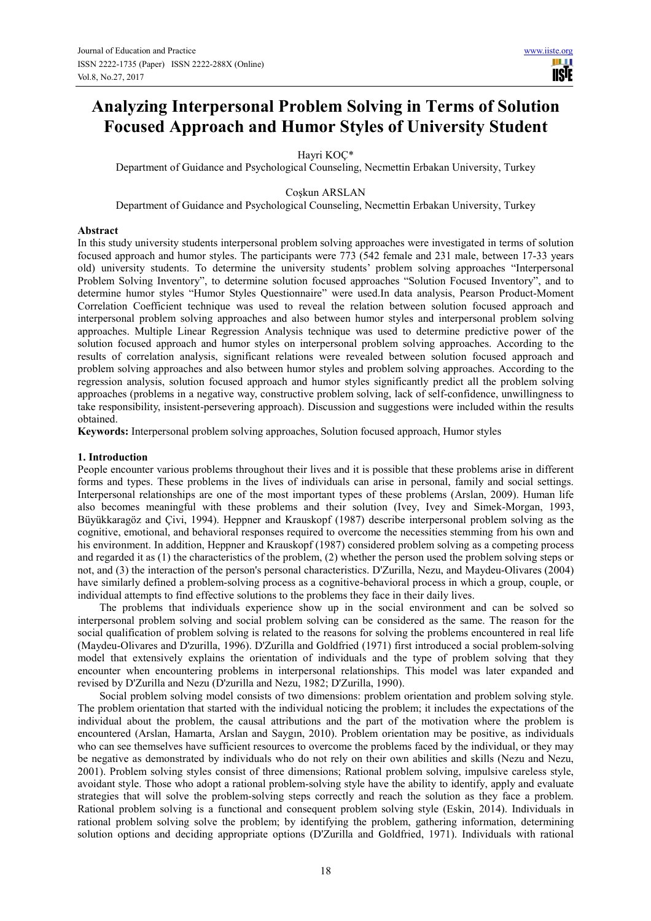# Analyzing Interpersonal Problem Solving in Terms of Solution Focused Approach and Humor Styles of University Student

Hayri KOÇ*

Department of Guidance and Psychological Counseling, Necmettin Erbakan University, Turkey

Coşkun ARSLAN

Department of Guidance and Psychological Counseling, Necmettin Erbakan University, Turkey

## Abstract

In this study university students interpersonal problem solving approaches were investigated in terms of solution focused approach and humor styles. The participants were 773 (542 female and 231 male, between 17-33 years old) university students. To determine the university students' problem solving approaches "Interpersonal Problem Solving Inventory", to determine solution focused approaches "Solution Focused Inventory", and to determine humor styles "Humor Styles Questionnaire" were used.In data analysis, Pearson Product-Moment Correlation Coefficient technique was used to reveal the relation between solution focused approach and interpersonal problem solving approaches and also between humor styles and interpersonal problem solving approaches. Multiple Linear Regression Analysis technique was used to determine predictive power of the solution focused approach and humor styles on interpersonal problem solving approaches. According to the results of correlation analysis, significant relations were revealed between solution focused approach and problem solving approaches and also between humor styles and problem solving approaches. According to the regression analysis, solution focused approach and humor styles significantly predict all the problem solving approaches (problems in a negative way, constructive problem solving, lack of self-confidence, unwillingness to take responsibility, insistent-persevering approach). Discussion and suggestions were included within the results obtained.

**Keywords:** Interpersonal problem solving approaches, Solution focused approach, Humor styles

## 1. Introduction

People encounter various problems throughout their lives and it is possible that these problems arise in different forms and types. These problems in the lives of individuals can arise in personal, family and social settings. Interpersonal relationships are one of the most important types of these problems (Arslan, 2009). Human life also becomes meaningful with these problems and their solution (Ivey, Ivey and Simek-Morgan, 1993, Büyükkaragöz and Çivi, 1994). Heppner and Krauskopf (1987) describe interpersonal problem solving as the cognitive, emotional, and behavioral responses required to overcome the necessities stemming from his own and his environment. In addition, Heppner and Krauskopf (1987) considered problem solving as a competing process and regarded it as (1) the characteristics of the problem, (2) whether the person used the problem solving steps or not, and (3) the interaction of the person's personal characteristics. D'Zurilla, Nezu, and Maydeu-Olivares (2004) have similarly defined a problem-solving process as a cognitive-behavioral process in which a group, couple, or individual attempts to find effective solutions to the problems they face in their daily lives.

The problems that individuals experience show up in the social environment and can be solved so interpersonal problem solving and social problem solving can be considered as the same. The reason for the social qualification of problem solving is related to the reasons for solving the problems encountered in real life (Maydeu-Olivares and D'zurilla, 1996). D'Zurilla and Goldfried (1971) first introduced a social problem-solving model that extensively explains the orientation of individuals and the type of problem solving that they encounter when encountering problems in interpersonal relationships. This model was later expanded and revised by D'Zurilla and Nezu (D'zurilla and Nezu, 1982; D'Zurilla, 1990).

Social problem solving model consists of two dimensions: problem orientation and problem solving style. The problem orientation that started with the individual noticing the problem; it includes the expectations of the individual about the problem, the causal attributions and the part of the motivation where the problem is encountered (Arslan, Hamarta, Arslan and Saygın, 2010). Problem orientation may be positive, as individuals who can see themselves have sufficient resources to overcome the problems faced by the individual, or they may be negative as demonstrated by individuals who do not rely on their own abilities and skills (Nezu and Nezu, 2001). Problem solving styles consist of three dimensions; Rational problem solving, impulsive careless style, avoidant style. Those who adopt a rational problem-solving style have the ability to identify, apply and evaluate strategies that will solve the problem-solving steps correctly and reach the solution as they face a problem. Rational problem solving is a functional and consequent problem solving style (Eskin, 2014). Individuals in rational problem solving solve the problem; by identifying the problem, gathering information, determining solution options and deciding appropriate options (D'Zurilla and Goldfried, 1971). Individuals with rational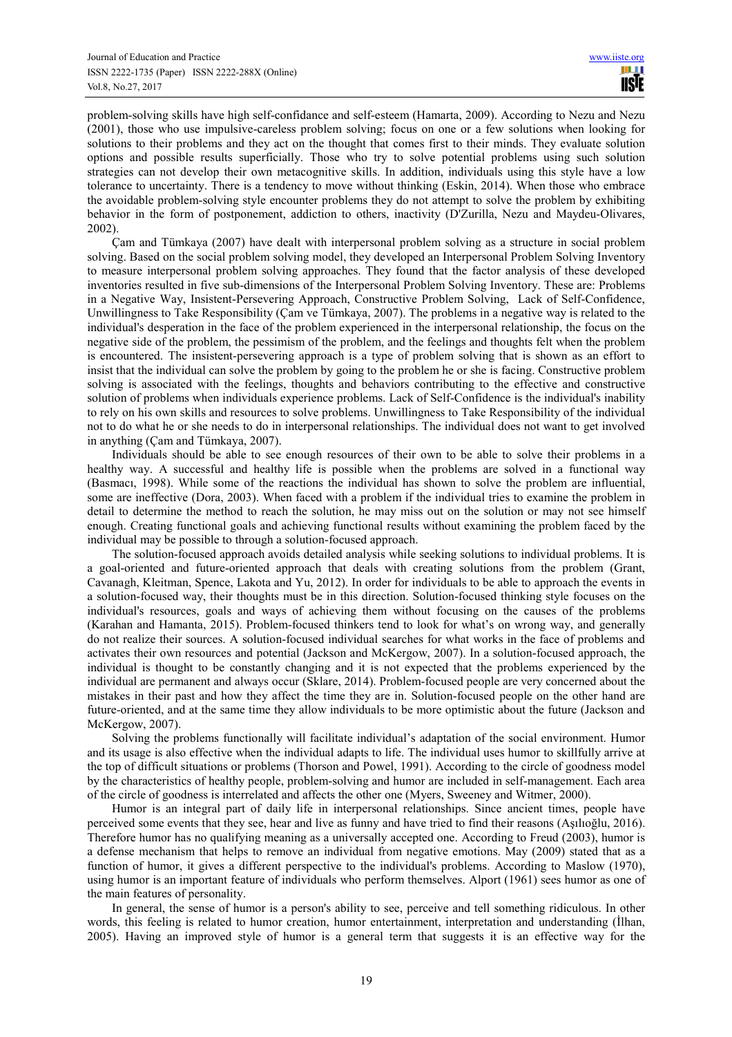problem-solving skills have high self-confidance and self-esteem (Hamarta, 2009). According to Nezu and Nezu (2001), those who use impulsive-careless problem solving; focus on one or a few solutions when looking for solutions to their problems and they act on the thought that comes first to their minds. They evaluate solution options and possible results superficially. Those who try to solve potential problems using such solution strategies can not develop their own metacognitive skills. In addition, individuals using this style have a low tolerance to uncertainty. There is a tendency to move without thinking (Eskin, 2014). When those who embrace the avoidable problem-solving style encounter problems they do not attempt to solve the problem by exhibiting behavior in the form of postponement, addiction to others, inactivity (D'Zurilla, Nezu and Maydeu-Olivares, 2002).

Çam and Tümkaya (2007) have dealt with interpersonal problem solving as a structure in social problem solving. Based on the social problem solving model, they developed an Interpersonal Problem Solving Inventory to measure interpersonal problem solving approaches. They found that the factor analysis of these developed inventories resulted in five sub-dimensions of the Interpersonal Problem Solving Inventory. These are: Problems in a Negative Way, Insistent-Persevering Approach, Constructive Problem Solving, Lack of Self-Confidence, Unwillingness to Take Responsibility (Çam ve Tümkaya, 2007). The problems in a negative way is related to the individual's desperation in the face of the problem experienced in the interpersonal relationship, the focus on the negative side of the problem, the pessimism of the problem, and the feelings and thoughts felt when the problem is encountered. The insistent-persevering approach is a type of problem solving that is shown as an effort to insist that the individual can solve the problem by going to the problem he or she is facing. Constructive problem solving is associated with the feelings, thoughts and behaviors contributing to the effective and constructive solution of problems when individuals experience problems. Lack of Self-Confidence is the individual's inability to rely on his own skills and resources to solve problems. Unwillingness to Take Responsibility of the individual not to do what he or she needs to do in interpersonal relationships. The individual does not want to get involved in anything (Çam and Tümkaya, 2007).

Individuals should be able to see enough resources of their own to be able to solve their problems in a healthy way. A successful and healthy life is possible when the problems are solved in a functional way (Basmacı, 1998). While some of the reactions the individual has shown to solve the problem are influential, some are ineffective (Dora, 2003). When faced with a problem if the individual tries to examine the problem in detail to determine the method to reach the solution, he may miss out on the solution or may not see himself enough. Creating functional goals and achieving functional results without examining the problem faced by the individual may be possible to through a solution-focused approach.

The solution-focused approach avoids detailed analysis while seeking solutions to individual problems. It is a goal-oriented and future-oriented approach that deals with creating solutions from the problem (Grant, Cavanagh, Kleitman, Spence, Lakota and Yu, 2012). In order for individuals to be able to approach the events in a solution-focused way, their thoughts must be in this direction. Solution-focused thinking style focuses on the individual's resources, goals and ways of achieving them without focusing on the causes of the problems (Karahan and Hamanta, 2015). Problem-focused thinkers tend to look for what's on wrong way, and generally do not realize their sources. A solution-focused individual searches for what works in the face of problems and activates their own resources and potential (Jackson and McKergow, 2007). In a solution-focused approach, the individual is thought to be constantly changing and it is not expected that the problems experienced by the individual are permanent and always occur (Sklare, 2014). Problem-focused people are very concerned about the mistakes in their past and how they affect the time they are in. Solution-focused people on the other hand are future-oriented, and at the same time they allow individuals to be more optimistic about the future (Jackson and McKergow, 2007).

Solving the problems functionally will facilitate individual's adaptation of the social environment. Humor and its usage is also effective when the individual adapts to life. The individual uses humor to skillfully arrive at the top of difficult situations or problems (Thorson and Powel, 1991). According to the circle of goodness model by the characteristics of healthy people, problem-solving and humor are included in self-management. Each area of the circle of goodness is interrelated and affects the other one (Myers, Sweeney and Witmer, 2000).

Humor is an integral part of daily life in interpersonal relationships. Since ancient times, people have perceived some events that they see, hear and live as funny and have tried to find their reasons (Aşılıoğlu, 2016). Therefore humor has no qualifying meaning as a universally accepted one. According to Freud (2003), humor is a defense mechanism that helps to remove an individual from negative emotions. May (2009) stated that as a function of humor, it gives a different perspective to the individual's problems. According to Maslow (1970), using humor is an important feature of individuals who perform themselves. Alport (1961) sees humor as one of the main features of personality.

In general, the sense of humor is a person's ability to see, perceive and tell something ridiculous. In other words, this feeling is related to humor creation, humor entertainment, interpretation and understanding (İlhan, 2005). Having an improved style of humor is a general term that suggests it is an effective way for the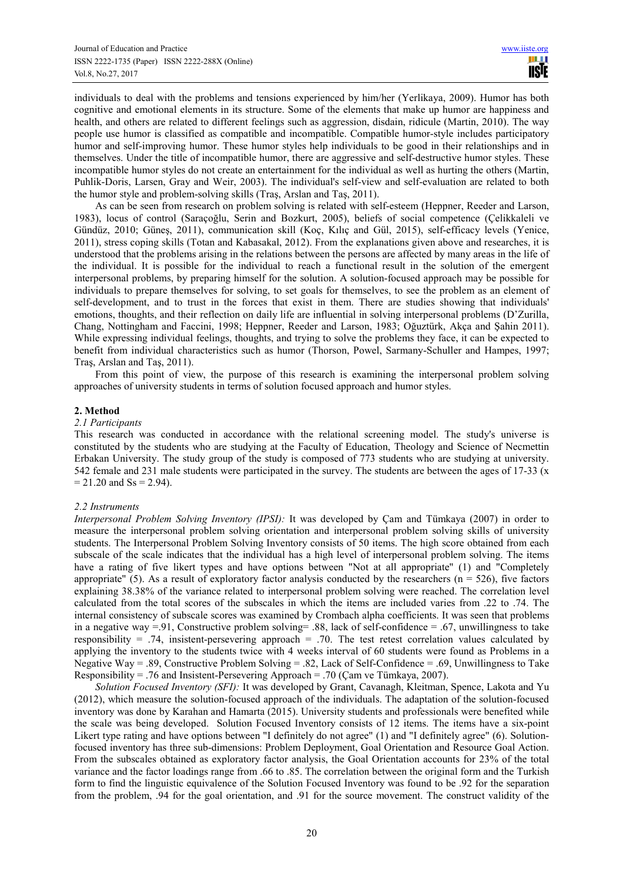individuals to deal with the problems and tensions experienced by him/her (Yerlikaya, 2009). Humor has both cognitive and emotional elements in its structure. Some of the elements that make up humor are happiness and health, and others are related to different feelings such as aggression, disdain, ridicule (Martin, 2010). The way people use humor is classified as compatible and incompatible. Compatible humor-style includes participatory humor and self-improving humor. These humor styles help individuals to be good in their relationships and in themselves. Under the title of incompatible humor, there are aggressive and self-destructive humor styles. These incompatible humor styles do not create an entertainment for the individual as well as hurting the others (Martin, Puhlik-Doris, Larsen, Gray and Weir, 2003). The individual's self-view and self-evaluation are related to both the humor style and problem-solving skills (Traş, Arslan and Taş, 2011).

As can be seen from research on problem solving is related with self-esteem (Heppner, Reeder and Larson, 1983), locus of control (Saraçoğlu, Serin and Bozkurt, 2005), beliefs of social competence (Çelikkaleli ve Gündüz, 2010; Güneş, 2011), communication skill (Koç, Kılıç and Gül, 2015), self-efficacy levels (Yenice, 2011), stress coping skills (Totan and Kabasakal, 2012). From the explanations given above and researches, it is understood that the problems arising in the relations between the persons are affected by many areas in the life of the individual. It is possible for the individual to reach a functional result in the solution of the emergent interpersonal problems, by preparing himself for the solution. A solution-focused approach may be possible for individuals to prepare themselves for solving, to set goals for themselves, to see the problem as an element of self-development, and to trust in the forces that exist in them. There are studies showing that individuals' emotions, thoughts, and their reflection on daily life are influential in solving interpersonal problems (D'Zurilla, Chang, Nottingham and Faccini, 1998; Heppner, Reeder and Larson, 1983; Oğuztürk, Akça and Şahin 2011). While expressing individual feelings, thoughts, and trying to solve the problems they face, it can be expected to benefit from individual characteristics such as humor (Thorson, Powel, Sarmany-Schuller and Hampes, 1997; Traş, Arslan and Taş, 2011).

From this point of view, the purpose of this research is examining the interpersonal problem solving approaches of university students in terms of solution focused approach and humor styles.

## 2. Method

### *2.1 Participants*

This research was conducted in accordance with the relational screening model. The study's universe is constituted by the students who are studying at the Faculty of Education, Theology and Science of Necmettin Erbakan University. The study group of the study is composed of 773 students who are studying at university. 542 female and 231 male students were participated in the survey. The students are between the ages of 17-33 ($x = 21.20$ and $Ss = 2.94$).

### *2.2 Instruments*

*Interpersonal Problem Solving Inventory (IPSI):* It was developed by Çam and Tümkaya (2007) in order to measure the interpersonal problem solving orientation and interpersonal problem solving skills of university students. The Interpersonal Problem Solving Inventory consists of 50 items. The high score obtained from each subscale of the scale indicates that the individual has a high level of interpersonal problem solving. The items have a rating of five likert types and have options between "Not at all appropriate" (1) and "Completely appropriate" (5). As a result of exploratory factor analysis conducted by the researchers ($n = 526$), five factors explaining 38.38% of the variance related to interpersonal problem solving were reached. The correlation level calculated from the total scores of the subscales in which the items are included varies from .22 to .74. The internal consistency of subscale scores was examined by Crombach alpha coefficients. It was seen that problems in a negative way =.91, Constructive problem solving= .88, lack of self-confidence = .67, unwillingness to take responsibility = .74, insistent-persevering approach = .70. The test retest correlation values calculated by applying the inventory to the students twice with 4 weeks interval of 60 students were found as Problems in a Negative Way = .89, Constructive Problem Solving = .82, Lack of Self-Confidence = .69, Unwillingness to Take Responsibility = .76 and Insistent-Persevering Approach = .70 (Çam ve Tümkaya, 2007).

*Solution Focused Inventory (SFI):* It was developed by Grant, Cavanagh, Kleitman, Spence, Lakota and Yu (2012), which measure the solution-focused approach of the individuals. The adaptation of the solution-focused inventory was done by Karahan and Hamarta (2015). University students and professionals were benefited while the scale was being developed. Solution Focused Inventory consists of 12 items. The items have a six-point Likert type rating and have options between "I definitely do not agree" (1) and "I definitely agree" (6). Solution-focused inventory has three sub-dimensions: Problem Deployment, Goal Orientation and Resource Goal Action. From the subscales obtained as exploratory factor analysis, the Goal Orientation accounts for 23% of the total variance and the factor loadings range from .66 to .85. The correlation between the original form and the Turkish form to find the linguistic equivalence of the Solution Focused Inventory was found to be .92 for the separation from the problem, .94 for the goal orientation, and .91 for the source movement. The construct validity of the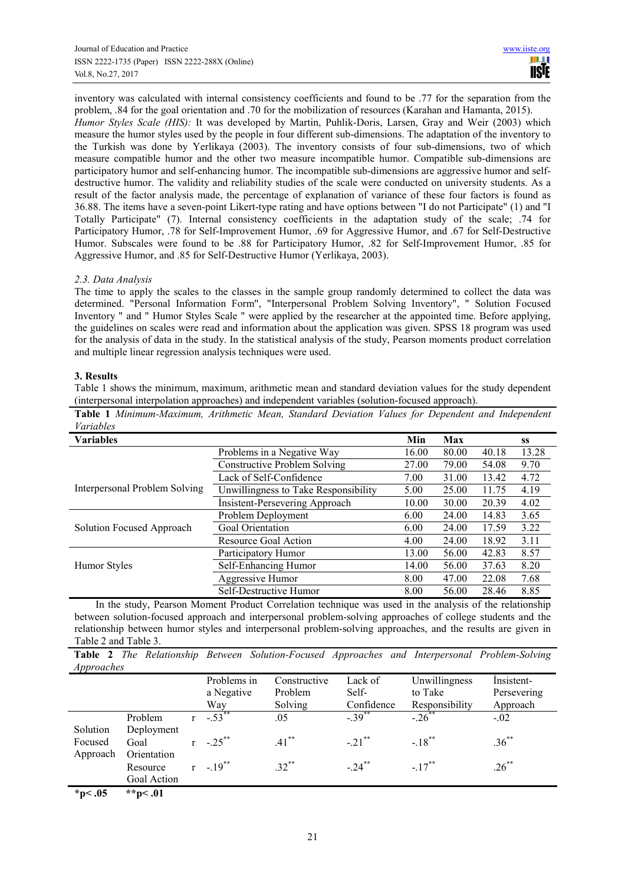inventory was calculated with internal consistency coefficients and found to be .77 for the separation from the problem, .84 for the goal orientation and .70 for the mobilization of resources (Karahan and Hamanta, 2015).

*Humor Styles Scale (HIS):* It was developed by Martin, Puhlik-Doris, Larsen, Gray and Weir (2003) which measure the humor styles used by the people in four different sub-dimensions. The adaptation of the inventory to the Turkish was done by Yerlikaya (2003). The inventory consists of four sub-dimensions, two of which measure compatible humor and the other two measure incompatible humor. Compatible sub-dimensions are participatory humor and self-enhancing humor. The incompatible sub-dimensions are aggressive humor and self-destructive humor. The validity and reliability studies of the scale were conducted on university students. As a result of the factor analysis made, the percentage of explanation of variance of these four factors is found as 36.88. The items have a seven-point Likert-type rating and have options between "I do not Participate" (1) and "I Totally Participate" (7). Internal consistency coefficients in the adaptation study of the scale; .74 for Participatory Humor, .78 for Self-Improvement Humor, .69 for Aggressive Humor, and .67 for Self-Destructive Humor. Subscales were found to be .88 for Participatory Humor, .82 for Self-Improvement Humor, .85 for Aggressive Humor, and .85 for Self-Destructive Humor (Yerlikaya, 2003).

### *2.3. Data Analysis*

The time to apply the scales to the classes in the sample group randomly determined to collect the data was determined. "Personal Information Form", "Interpersonal Problem Solving Inventory", " Solution Focused Inventory " and " Humor Styles Scale " were applied by the researcher at the appointed time. Before applying, the guidelines on scales were read and information about the application was given. SPSS 18 program was used for the analysis of data in the study. In the statistical analysis of the study, Pearson moments product correlation and multiple linear regression analysis techniques were used.

## 3. Results

Table 1 shows the minimum, maximum, arithmetic mean and standard deviation values for the study dependent (interpersonal interpolation approaches) and independent variables (solution-focused approach).

**Table 1** *Minimum-Maximum, Arithmetic Mean, Standard Deviation Values for Dependent and Independent Variables*

| Variables | | Min | Max | | ss |
|---|---|---|---|---|---|
| Interpersonal Problem Solving | Problems in a Negative Way | 16.00 | 80.00 | 40.18 | 13.28 |
| | Constructive Problem Solving | 27.00 | 79.00 | 54.08 | 9.70 |
| | Lack of Self-Confidence | 7.00 | 31.00 | 13.42 | 4.72 |
| | Unwillingness to Take Responsibility | 5.00 | 25.00 | 11.75 | 4.19 |
| | İnsistent-Persevering Approach | 10.00 | 30.00 | 20.39 | 4.02 |
| Solution Focused Approach | Problem Deployment | 6.00 | 24.00 | 14.83 | 3.65 |
| | Goal Orientation | 6.00 | 24.00 | 17.59 | 3.22 |
| | Resource Goal Action | 4.00 | 24.00 | 18.92 | 3.11 |
| Humor Styles | Participatory Humor | 13.00 | 56.00 | 42.83 | 8.57 |
| | Self-Enhancing Humor | 14.00 | 56.00 | 37.63 | 8.20 |
| | Aggressive Humor | 8.00 | 47.00 | 22.08 | 7.68 |
| | Self-Destructive Humor | 8.00 | 56.00 | 28.46 | 8.85 |

In the study, Pearson Moment Product Correlation technique was used in the analysis of the relationship between solution-focused approach and interpersonal problem-solving approaches of college students and the relationship between humor styles and interpersonal problem-solving approaches, and the results are given in Table 2 and Table 3.

**Table 2** *The Relationship Between Solution-Focused Approaches and Interpersonal Problem-Solving Approaches*

| | | | Problems in a Negative Way | Constructive Problem Solving | Lack of Self-Confidence | Unwillingness to Take Responsibility | İnsistent-Persevering Approach |
|---|---|---|---|---|---|---|---|
| Solution Focused Approach | Problem Deployment | r | -.53** | .05 | -.39** | -.26** | -.02 |
| | Goal Orientation | r | -.25** | .41** | -.21** | -.18** | .36** |
| | Resource Goal Action | r | -.19** | .32** | -.24** | -.17** | .26** |

*p< .05 **p< .01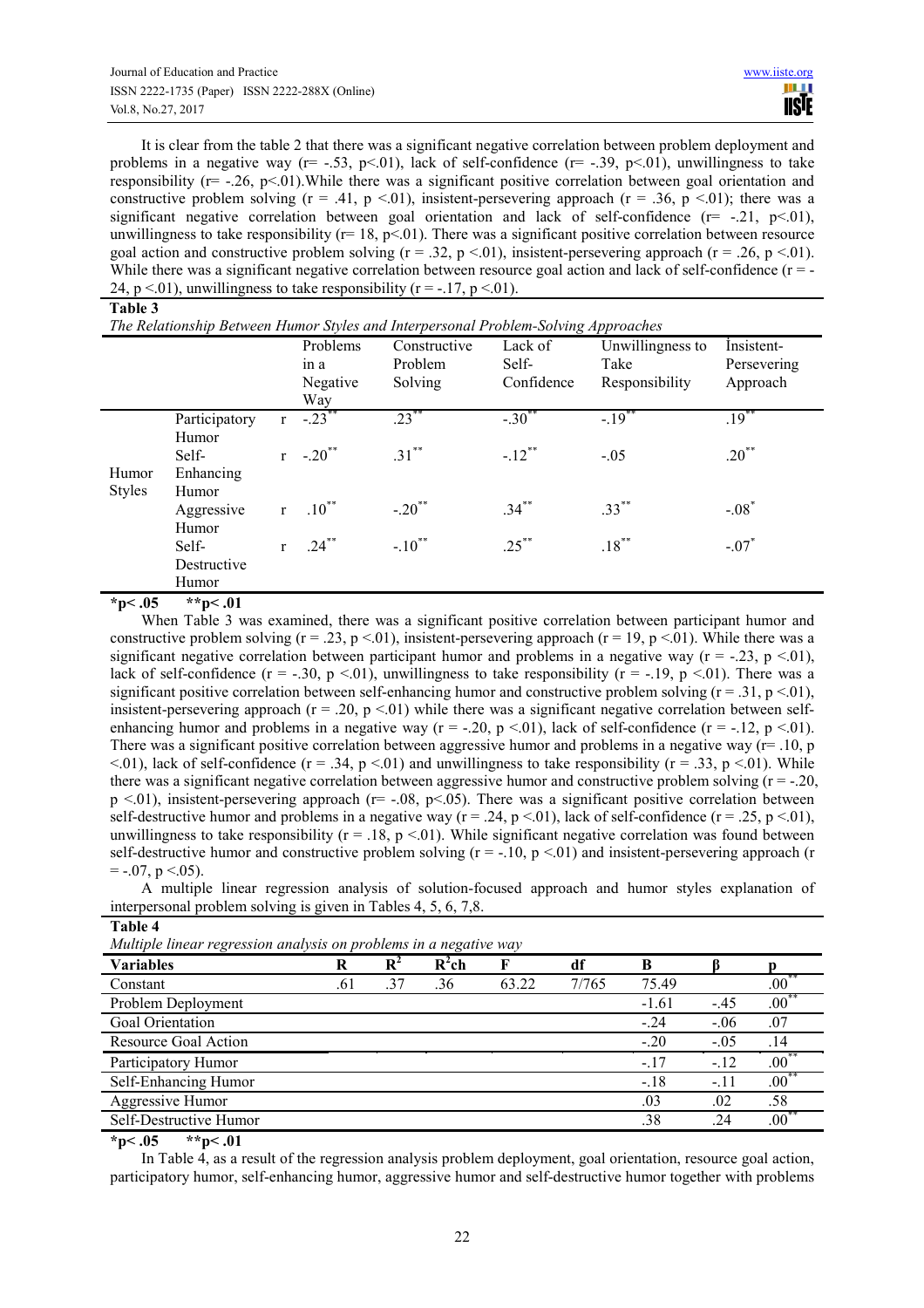It is clear from the table 2 that there was a significant negative correlation between problem deployment and problems in a negative way (r= -.53, p<.01), lack of self-confidence (r= -.39, p<.01), unwillingness to take responsibility (r= -.26, p<.01).While there was a significant positive correlation between goal orientation and constructive problem solving (r = .41, p <.01), insistent-persevering approach (r = .36, p <.01); there was a significant negative correlation between goal orientation and lack of self-confidence (r= -.21, p<.01), unwillingness to take responsibility (r= 18, p<.01). There was a significant positive correlation between resource goal action and constructive problem solving (r = .32, p <.01), insistent-persevering approach (r = .26, p <.01). While there was a significant negative correlation between resource goal action and lack of self-confidence (r = -24, p <.01), unwillingness to take responsibility (r = -.17, p <.01).

**Table 3**

*The Relationship Between Humor Styles and Interpersonal Problem-Solving Approaches*

| | | | Problems in a Negative Way | Constructive Problem Solving | Lack of Self-Confidence | Unwillingness to Take Responsibility | İnsistent-Persevering Approach |
|---|---|---|---|---|---|---|---|
| Humor Styles | Participatory Humor | r | -.23** | .23** | -.30** | -.19** | .19** |
| | Self-Enhancing Humor | r | -.20** | .31** | -.12** | -.05 | .20** |
| | Aggressive Humor | r | .10** | -.20** | .34** | .33** | -.08* |
| | Self-Destructive Humor | r | .24** | -.10** | .25** | .18** | -.07* |

**\*p< .05  \*\*p< .01**

When Table 3 was examined, there was a significant positive correlation between participant humor and constructive problem solving (r = .23, p <.01), insistent-persevering approach (r = 19, p <.01). While there was a significant negative correlation between participant humor and problems in a negative way (r = -.23, p <.01), lack of self-confidence (r = -.30, p <.01), unwillingness to take responsibility (r = -.19, p <.01). There was a significant positive correlation between self-enhancing humor and constructive problem solving (r = .31, p <.01), insistent-persevering approach (r = .20, p <.01) while there was a significant negative correlation between self-enhancing humor and problems in a negative way (r = -.20, p <.01), lack of self-confidence (r = -.12, p <.01). There was a significant positive correlation between aggressive humor and problems in a negative way (r= .10, p <.01), lack of self-confidence (r = .34, p <.01) and unwillingness to take responsibility (r = .33, p <.01). While there was a significant negative correlation between aggressive humor and constructive problem solving (r = -.20, p <.01), insistent-persevering approach (r= -.08, p<.05). There was a significant positive correlation between self-destructive humor and problems in a negative way (r = .24, p <.01), lack of self-confidence (r = .25, p <.01), unwillingness to take responsibility (r = .18, p <.01). While significant negative correlation was found between self-destructive humor and constructive problem solving (r = -.10, p <.01) and insistent-persevering approach (r = -.07, p <.05).

A multiple linear regression analysis of solution-focused approach and humor styles explanation of interpersonal problem solving is given in Tables 4, 5, 6, 7,8.

**Table 4**

*Multiple linear regression analysis on problems in a negative way*

| Variables | R | $R^2$ | $R^2$ch | F | df | B | β | p |
|---|---|---|---|---|---|---|---|---|
| Constant | .61 | .37 | .36 | 63.22 | 7/765 | 75.49 | | .00** |
| Problem Deployment | | | | | | -1.61 | -.45 | .00** |
| Goal Orientation | | | | | | -.24 | -.06 | .07 |
| Resource Goal Action | | | | | | -.20 | -.05 | .14 |
| Participatory Humor | | | | | | -.17 | -.12 | .00** |
| Self-Enhancing Humor | | | | | | -.18 | -.11 | .00** |
| Aggressive Humor | | | | | | .03 | .02 | .58 |
| Self-Destructive Humor | | | | | | .38 | .24 | .00** |

**\*p< .05  \*\*p< .01**

In Table 4, as a result of the regression analysis problem deployment, goal orientation, resource goal action, participatory humor, self-enhancing humor, aggressive humor and self-destructive humor together with problems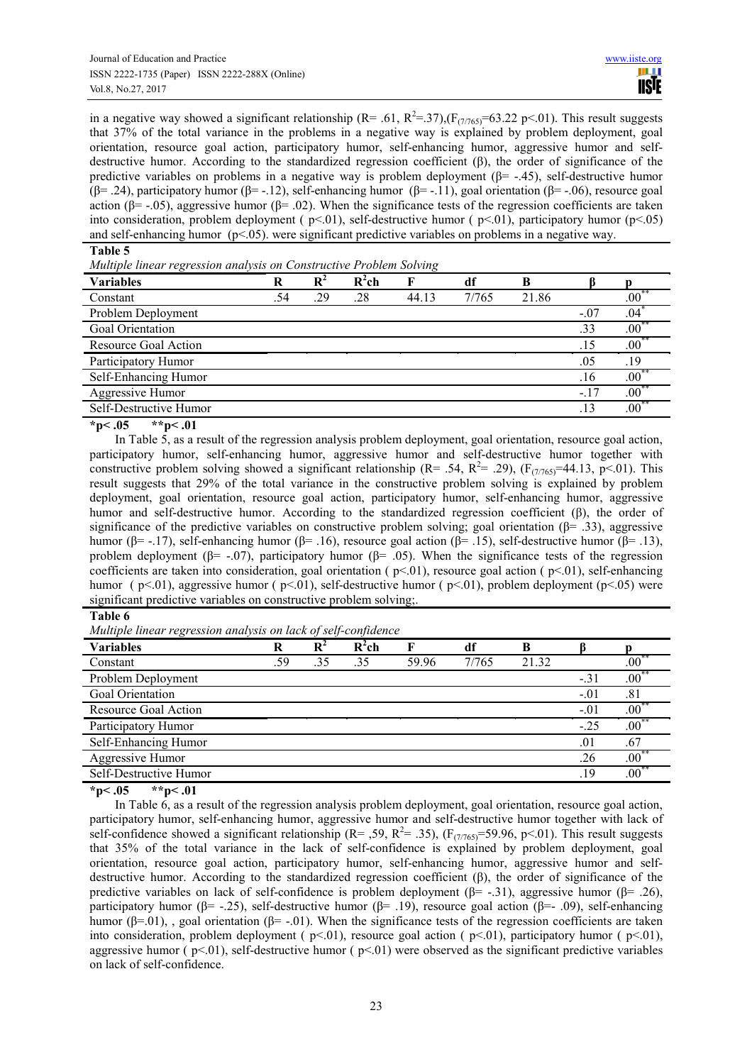in a negative way showed a significant relationship (R= .61, $R^2$=.37),($F_{(7/765)}$=63.22 p<.01). This result suggests that 37% of the total variance in the problems in a negative way is explained by problem deployment, goal orientation, resource goal action, participatory humor, self-enhancing humor, aggressive humor and self-destructive humor. According to the standardized regression coefficient (β), the order of significance of the predictive variables on problems in a negative way is problem deployment (β= -.45), self-destructive humor (β= .24), participatory humor (β= -.12), self-enhancing humor (β= -.11), goal orientation (β= -.06), resource goal action (β= -.05), aggressive humor (β= .02). When the significance tests of the regression coefficients are taken into consideration, problem deployment ( p<.01), self-destructive humor ( p<.01), participatory humor (p<.05) and self-enhancing humor (p<.05). were significant predictive variables on problems in a negative way.

**Table 5**

*Multiple linear regression analysis on Constructive Problem Solving*

| Variables | R | $R^2$ | $R^2$ch | F | df | B | β | p |
|---|---|---|---|---|---|---|---|---|
| Constant | .54 | .29 | .28 | 44.13 | 7/765 | 21.86 | | .00** |
| Problem Deployment | | | | | | | -.07 | .04* |
| Goal Orientation | | | | | | | .33 | .00** |
| Resource Goal Action | | | | | | | .15 | .00** |
| Participatory Humor | | | | | | | .05 | .19 |
| Self-Enhancing Humor | | | | | | | .16 | .00** |
| Aggressive Humor | | | | | | | -.17 | .00** |
| Self-Destructive Humor | | | | | | | .13 | .00** |

**\*p< .05 \*\*p< .01**

In Table 5, as a result of the regression analysis problem deployment, goal orientation, resource goal action, participatory humor, self-enhancing humor, aggressive humor and self-destructive humor together with constructive problem solving showed a significant relationship (R= .54, $R^2$= .29), ($F_{(7/765)}$=44.13, p<.01). This result suggests that 29% of the total variance in the constructive problem solving is explained by problem deployment, goal orientation, resource goal action, participatory humor, self-enhancing humor, aggressive humor and self-destructive humor. According to the standardized regression coefficient (β), the order of significance of the predictive variables on constructive problem solving; goal orientation (β= .33), aggressive humor (β= -.17), self-enhancing humor (β= .16), resource goal action (β= .15), self-destructive humor (β= .13), problem deployment (β= -.07), participatory humor (β= .05). When the significance tests of the regression coefficients are taken into consideration, goal orientation ( p<.01), resource goal action ( p<.01), self-enhancing humor ( p<.01), aggressive humor ( p<.01), self-destructive humor ( p<.01), problem deployment (p<.05) were significant predictive variables on constructive problem solving;.

**Table 6**

*Multiple linear regression analysis on lack of self-confidence*

| Variables | R | $R^2$ | $R^2$ch | F | df | B | β | p |
|---|---|---|---|---|---|---|---|---|
| Constant | .59 | .35 | .35 | 59.96 | 7/765 | 21.32 | | .00** |
| Problem Deployment | | | | | | | -.31 | .00** |
| Goal Orientation | | | | | | | -.01 | .81 |
| Resource Goal Action | | | | | | | -.01 | .00** |
| Participatory Humor | | | | | | | -.25 | .00** |
| Self-Enhancing Humor | | | | | | | .01 | .67 |
| Aggressive Humor | | | | | | | .26 | .00** |
| Self-Destructive Humor | | | | | | | .19 | .00** |

**\*p< .05 \*\*p< .01**

In Table 6, as a result of the regression analysis problem deployment, goal orientation, resource goal action, participatory humor, self-enhancing humor, aggressive humor and self-destructive humor together with lack of self-confidence showed a significant relationship (R= ,59, $R^2$= .35), ($F_{(7/765)}$=59.96, p<.01). This result suggests that 35% of the total variance in the lack of self-confidence is explained by problem deployment, goal orientation, resource goal action, participatory humor, self-enhancing humor, aggressive humor and self-destructive humor. According to the standardized regression coefficient (β), the order of significance of the predictive variables on lack of self-confidence is problem deployment (β= -.31), aggressive humor (β= .26), participatory humor (β= -.25), self-destructive humor (β= .19), resource goal action (β=- .09), self-enhancing humor (β=.01), , goal orientation (β= -.01). When the significance tests of the regression coefficients are taken into consideration, problem deployment ( p<.01), resource goal action ( p<.01), participatory humor ( p<.01), aggressive humor ( p<.01), self-destructive humor ( p<.01) were observed as the significant predictive variables on lack of self-confidence.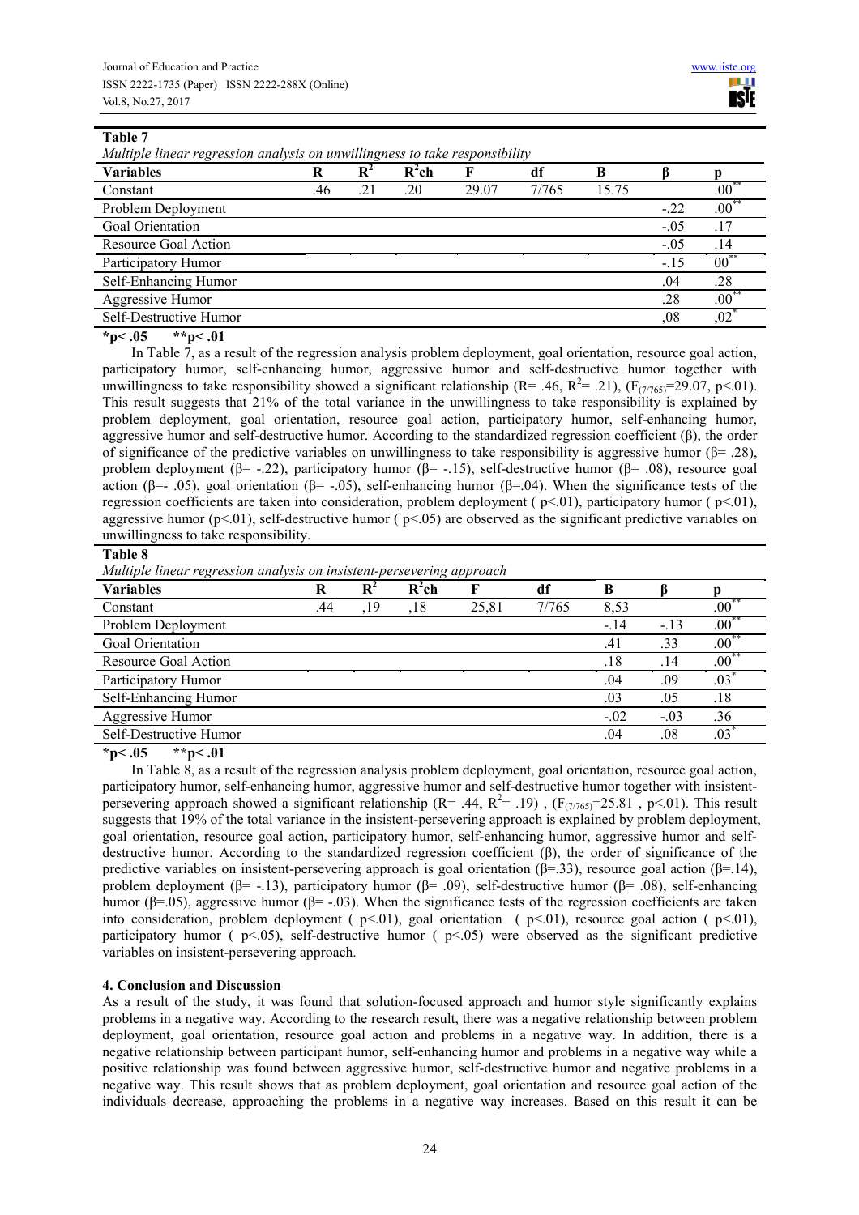**Table 7**

*Multiple linear regression analysis on unwillingness to take responsibility*

| Variables | R | $R^2$ | $R^2$ch | F | df | B | β | p |
|---|---|---|---|---|---|---|---|---|
| Constant | .46 | .21 | .20 | 29.07 | 7/765 | 15.75 | | .00** |
| Problem Deployment | | | | | | | -.22 | .00** |
| Goal Orientation | | | | | | | -.05 | .17 |
| Resource Goal Action | | | | | | | -.05 | .14 |
| Participatory Humor | | | | | | | -.15 | 00** |
| Self-Enhancing Humor | | | | | | | .04 | .28 |
| Aggressive Humor | | | | | | | .28 | .00** |
| Self-Destructive Humor | | | | | | | ,08 | ,02* |

**\*p< .05 \*\*p< .01**

In Table 7, as a result of the regression analysis problem deployment, goal orientation, resource goal action, participatory humor, self-enhancing humor, aggressive humor and self-destructive humor together with unwillingness to take responsibility showed a significant relationship (R= .46, $R^2$= .21), ($F_{(7/765)}$=29.07, p<.01). This result suggests that 21% of the total variance in the unwillingness to take responsibility is explained by problem deployment, goal orientation, resource goal action, participatory humor, self-enhancing humor, aggressive humor and self-destructive humor. According to the standardized regression coefficient (β), the order of significance of the predictive variables on unwillingness to take responsibility is aggressive humor (β= .28), problem deployment (β= -.22), participatory humor (β= -.15), self-destructive humor (β= .08), resource goal action (β=- .05), goal orientation (β= -.05), self-enhancing humor (β=.04). When the significance tests of the regression coefficients are taken into consideration, problem deployment ( p<.01), participatory humor ( p<.01), aggressive humor (p<.01), self-destructive humor ( p<.05) are observed as the significant predictive variables on unwillingness to take responsibility.

**Table 8**

*Multiple linear regression analysis on insistent-persevering approach*

| Variables | R | $R^2$ | $R^2$ch | F | df | B | β | p |
|---|---|---|---|---|---|---|---|---|
| Constant | .44 | ,19 | ,18 | 25,81 | 7/765 | 8,53 | | .00** |
| Problem Deployment | | | | | | -.14 | -.13 | .00** |
| Goal Orientation | | | | | | .41 | .33 | .00** |
| Resource Goal Action | | | | | | .18 | .14 | .00** |
| Participatory Humor | | | | | | .04 | .09 | .03* |
| Self-Enhancing Humor | | | | | | .03 | .05 | .18 |
| Aggressive Humor | | | | | | -.02 | -.03 | .36 |
| Self-Destructive Humor | | | | | | .04 | .08 | .03* |

**\*p< .05 \*\*p< .01**

In Table 8, as a result of the regression analysis problem deployment, goal orientation, resource goal action, participatory humor, self-enhancing humor, aggressive humor and self-destructive humor together with insistent-persevering approach showed a significant relationship (R= .44, $R^2$= .19) , ($F_{(7/765)}$=25.81 , p<.01). This result suggests that 19% of the total variance in the insistent-persevering approach is explained by problem deployment, goal orientation, resource goal action, participatory humor, self-enhancing humor, aggressive humor and self-destructive humor. According to the standardized regression coefficient (β), the order of significance of the predictive variables on insistent-persevering approach is goal orientation (β=.33), resource goal action (β=.14), problem deployment (β= -.13), participatory humor (β= .09), self-destructive humor (β= .08), self-enhancing humor (β=.05), aggressive humor (β= -.03). When the significance tests of the regression coefficients are taken into consideration, problem deployment ( p<.01), goal orientation ( p<.01), resource goal action ( p<.01), participatory humor ( p<.05), self-destructive humor ( p<.05) were observed as the significant predictive variables on insistent-persevering approach.

## 4. Conclusion and Discussion

As a result of the study, it was found that solution-focused approach and humor style significantly explains problems in a negative way. According to the research result, there was a negative relationship between problem deployment, goal orientation, resource goal action and problems in a negative way. In addition, there is a negative relationship between participant humor, self-enhancing humor and problems in a negative way while a positive relationship was found between aggressive humor, self-destructive humor and negative problems in a negative way. This result shows that as problem deployment, goal orientation and resource goal action of the individuals decrease, approaching the problems in a negative way increases. Based on this result it can be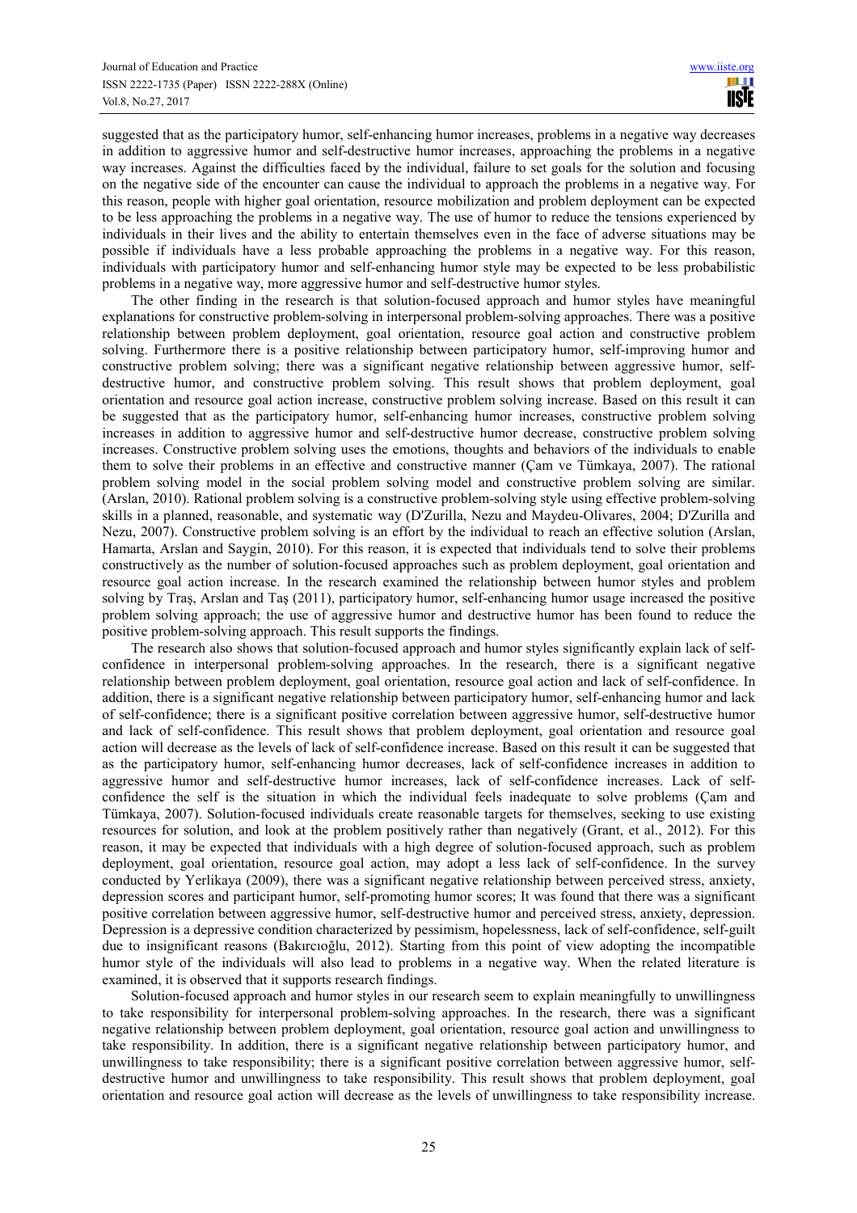suggested that as the participatory humor, self-enhancing humor increases, problems in a negative way decreases in addition to aggressive humor and self-destructive humor increases, approaching the problems in a negative way increases. Against the difficulties faced by the individual, failure to set goals for the solution and focusing on the negative side of the encounter can cause the individual to approach the problems in a negative way. For this reason, people with higher goal orientation, resource mobilization and problem deployment can be expected to be less approaching the problems in a negative way. The use of humor to reduce the tensions experienced by individuals in their lives and the ability to entertain themselves even in the face of adverse situations may be possible if individuals have a less probable approaching the problems in a negative way. For this reason, individuals with participatory humor and self-enhancing humor style may be expected to be less probabilistic problems in a negative way, more aggressive humor and self-destructive humor styles.

The other finding in the research is that solution-focused approach and humor styles have meaningful explanations for constructive problem-solving in interpersonal problem-solving approaches. There was a positive relationship between problem deployment, goal orientation, resource goal action and constructive problem solving. Furthermore there is a positive relationship between participatory humor, self-improving humor and constructive problem solving; there was a significant negative relationship between aggressive humor, self-destructive humor, and constructive problem solving. This result shows that problem deployment, goal orientation and resource goal action increase, constructive problem solving increase. Based on this result it can be suggested that as the participatory humor, self-enhancing humor increases, constructive problem solving increases in addition to aggressive humor and self-destructive humor decrease, constructive problem solving increases. Constructive problem solving uses the emotions, thoughts and behaviors of the individuals to enable them to solve their problems in an effective and constructive manner (Çam ve Tümkaya, 2007). The rational problem solving model in the social problem solving model and constructive problem solving are similar. (Arslan, 2010). Rational problem solving is a constructive problem-solving style using effective problem-solving skills in a planned, reasonable, and systematic way (D'Zurilla, Nezu and Maydeu-Olivares, 2004; D'Zurilla and Nezu, 2007). Constructive problem solving is an effort by the individual to reach an effective solution (Arslan, Hamarta, Arslan and Saygin, 2010). For this reason, it is expected that individuals tend to solve their problems constructively as the number of solution-focused approaches such as problem deployment, goal orientation and resource goal action increase. In the research examined the relationship between humor styles and problem solving by Traş, Arslan and Taş (2011), participatory humor, self-enhancing humor usage increased the positive problem solving approach; the use of aggressive humor and destructive humor has been found to reduce the positive problem-solving approach. This result supports the findings.

The research also shows that solution-focused approach and humor styles significantly explain lack of self-confidence in interpersonal problem-solving approaches. In the research, there is a significant negative relationship between problem deployment, goal orientation, resource goal action and lack of self-confidence. In addition, there is a significant negative relationship between participatory humor, self-enhancing humor and lack of self-confidence; there is a significant positive correlation between aggressive humor, self-destructive humor and lack of self-confidence. This result shows that problem deployment, goal orientation and resource goal action will decrease as the levels of lack of self-confidence increase. Based on this result it can be suggested that as the participatory humor, self-enhancing humor decreases, lack of self-confidence increases in addition to aggressive humor and self-destructive humor increases, lack of self-confidence increases. Lack of self-confidence the self is the situation in which the individual feels inadequate to solve problems (Çam and Tümkaya, 2007). Solution-focused individuals create reasonable targets for themselves, seeking to use existing resources for solution, and look at the problem positively rather than negatively (Grant, et al., 2012). For this reason, it may be expected that individuals with a high degree of solution-focused approach, such as problem deployment, goal orientation, resource goal action, may adopt a less lack of self-confidence. In the survey conducted by Yerlikaya (2009), there was a significant negative relationship between perceived stress, anxiety, depression scores and participant humor, self-promoting humor scores; It was found that there was a significant positive correlation between aggressive humor, self-destructive humor and perceived stress, anxiety, depression. Depression is a depressive condition characterized by pessimism, hopelessness, lack of self-confidence, self-guilt due to insignificant reasons (Bakırcıoğlu, 2012). Starting from this point of view adopting the incompatible humor style of the individuals will also lead to problems in a negative way. When the related literature is examined, it is observed that it supports research findings.

Solution-focused approach and humor styles in our research seem to explain meaningfully to unwillingness to take responsibility for interpersonal problem-solving approaches. In the research, there was a significant negative relationship between problem deployment, goal orientation, resource goal action and unwillingness to take responsibility. In addition, there is a significant negative relationship between participatory humor, and unwillingness to take responsibility; there is a significant positive correlation between aggressive humor, self-destructive humor and unwillingness to take responsibility. This result shows that problem deployment, goal orientation and resource goal action will decrease as the levels of unwillingness to take responsibility increase.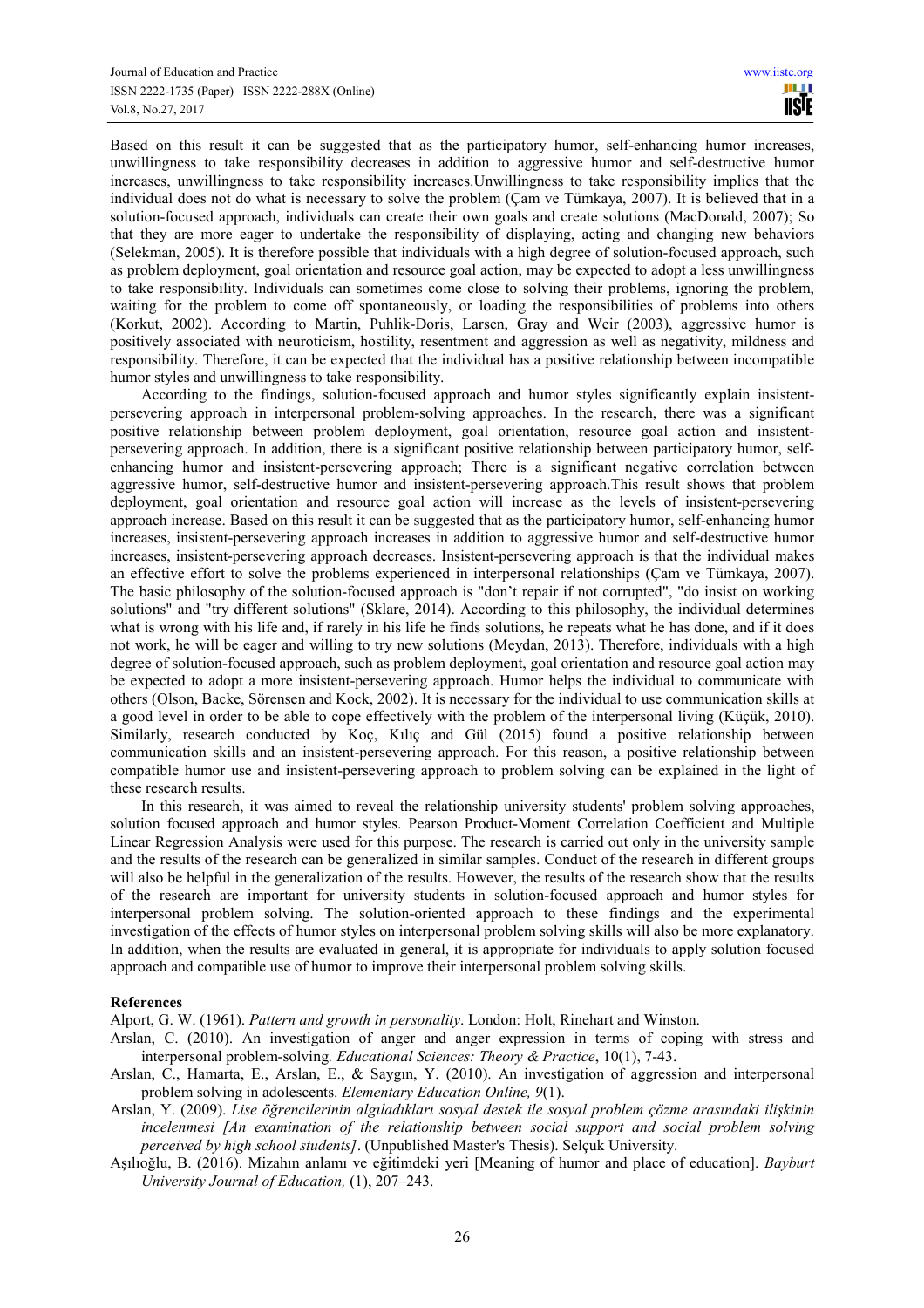Based on this result it can be suggested that as the participatory humor, self-enhancing humor increases, unwillingness to take responsibility decreases in addition to aggressive humor and self-destructive humor increases, unwillingness to take responsibility increases.Unwillingness to take responsibility implies that the individual does not do what is necessary to solve the problem (Çam ve Tümkaya, 2007). It is believed that in a solution-focused approach, individuals can create their own goals and create solutions (MacDonald, 2007); So that they are more eager to undertake the responsibility of displaying, acting and changing new behaviors (Selekman, 2005). It is therefore possible that individuals with a high degree of solution-focused approach, such as problem deployment, goal orientation and resource goal action, may be expected to adopt a less unwillingness to take responsibility. Individuals can sometimes come close to solving their problems, ignoring the problem, waiting for the problem to come off spontaneously, or loading the responsibilities of problems into others (Korkut, 2002). According to Martin, Puhlik-Doris, Larsen, Gray and Weir (2003), aggressive humor is positively associated with neuroticism, hostility, resentment and aggression as well as negativity, mildness and responsibility. Therefore, it can be expected that the individual has a positive relationship between incompatible humor styles and unwillingness to take responsibility.

According to the findings, solution-focused approach and humor styles significantly explain insistent-persevering approach in interpersonal problem-solving approaches. In the research, there was a significant positive relationship between problem deployment, goal orientation, resource goal action and insistent-persevering approach. In addition, there is a significant positive relationship between participatory humor, self-enhancing humor and insistent-persevering approach; There is a significant negative correlation between aggressive humor, self-destructive humor and insistent-persevering approach.This result shows that problem deployment, goal orientation and resource goal action will increase as the levels of insistent-persevering approach increase. Based on this result it can be suggested that as the participatory humor, self-enhancing humor increases, insistent-persevering approach increases in addition to aggressive humor and self-destructive humor increases, insistent-persevering approach decreases. Insistent-persevering approach is that the individual makes an effective effort to solve the problems experienced in interpersonal relationships (Çam ve Tümkaya, 2007). The basic philosophy of the solution-focused approach is "don't repair if not corrupted", "do insist on working solutions" and "try different solutions" (Sklare, 2014). According to this philosophy, the individual determines what is wrong with his life and, if rarely in his life he finds solutions, he repeats what he has done, and if it does not work, he will be eager and willing to try new solutions (Meydan, 2013). Therefore, individuals with a high degree of solution-focused approach, such as problem deployment, goal orientation and resource goal action may be expected to adopt a more insistent-persevering approach. Humor helps the individual to communicate with others (Olson, Backe, Sörensen and Kock, 2002). It is necessary for the individual to use communication skills at a good level in order to be able to cope effectively with the problem of the interpersonal living (Küçük, 2010). Similarly, research conducted by Koç, Kılıç and Gül (2015) found a positive relationship between communication skills and an insistent-persevering approach. For this reason, a positive relationship between compatible humor use and insistent-persevering approach to problem solving can be explained in the light of these research results.

In this research, it was aimed to reveal the relationship university students' problem solving approaches, solution focused approach and humor styles. Pearson Product-Moment Correlation Coefficient and Multiple Linear Regression Analysis were used for this purpose. The research is carried out only in the university sample and the results of the research can be generalized in similar samples. Conduct of the research in different groups will also be helpful in the generalization of the results. However, the results of the research show that the results of the research are important for university students in solution-focused approach and humor styles for interpersonal problem solving. The solution-oriented approach to these findings and the experimental investigation of the effects of humor styles on interpersonal problem solving skills will also be more explanatory. In addition, when the results are evaluated in general, it is appropriate for individuals to apply solution focused approach and compatible use of humor to improve their interpersonal problem solving skills.

## References

Alport, G. W. (1961). *Pattern and growth in personality*. London: Holt, Rinehart and Winston.

Arslan, C. (2010). An investigation of anger and anger expression in terms of coping with stress and interpersonal problem-solving. *Educational Sciences: Theory & Practice*, 10(1), 7-43.

Arslan, C., Hamarta, E., Arslan, E., & Saygın, Y. (2010). An investigation of aggression and interpersonal problem solving in adolescents. *Elementary Education Online, 9*(1).

Arslan, Y. (2009). *Lise öğrencilerinin algıladıkları sosyal destek ile sosyal problem çözme arasındaki ilişkinin incelenmesi [An examination of the relationship between social support and social problem solving perceived by high school students]*. (Unpublished Master's Thesis). Selçuk University.

Aşılıoğlu, B. (2016). Mizahın anlamı ve eğitimdeki yeri [Meaning of humor and place of education]. *Bayburt University Journal of Education,* (1), 207–243.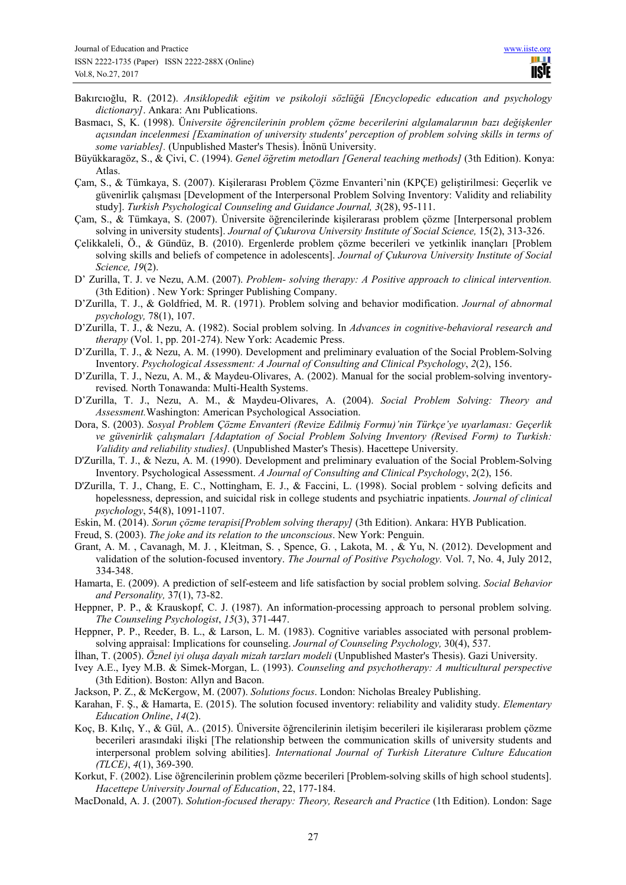Bakırcıoğlu, R. (2012). *Ansiklopedik eğitim ve psikoloji sözlüğü [Encyclopedic education and psychology dictionary]*. Ankara: Anı Publications.

Basmacı, S, K. (1998). Ü*niversite öğrencilerinin problem çözme becerilerini algılamalarının bazı değişkenler açısından incelenmesi [Examination of university students' perception of problem solving skills in terms of some variables]*. (Unpublished Master's Thesis). İnönü University.

Büyükkaragöz, S., & Çivi, C. (1994). *Genel öğretim metodları [General teaching methods]* (3th Edition). Konya: Atlas.

Çam, S., & Tümkaya, S. (2007). Kişilerarası Problem Çözme Envanteri'nin (KPÇE) geliştirilmesi: Geçerlik ve güvenirlik çalışması [Development of the Interpersonal Problem Solving Inventory: Validity and reliability study]. *Turkish Psychological Counseling and Guidance Journal, 3*(28), 95-111.

Çam, S., & Tümkaya, S. (2007). Üniversite öğrencilerinde kişilerarası problem çözme [Interpersonal problem solving in university students]. *Journal of Çukurova University Institute of Social Science,* 15(2), 313-326.

Çelikkaleli, Ö., & Gündüz, B. (2010). Ergenlerde problem çözme becerileri ve yetkinlik inançları [Problem solving skills and beliefs of competence in adolescents]. *Journal of Çukurova University Institute of Social Science, 19*(2).

D' Zurilla, T. J. ve Nezu, A.M. (2007). *Problem- solving therapy: A Positive approach to clinical intervention.* (3th Edition) . New York: Springer Publishing Company.

D'Zurilla, T. J., & Goldfried, M. R. (1971). Problem solving and behavior modification. *Journal of abnormal psychology,* 78(1), 107.

D'Zurilla, T. J., & Nezu, A. (1982). Social problem solving. In *Advances in cognitive-behavioral research and therapy* (Vol. 1, pp. 201-274). New York: Academic Press.

D'Zurilla, T. J., & Nezu, A. M. (1990). Development and preliminary evaluation of the Social Problem-Solving Inventory. *Psychological Assessment: A Journal of Consulting and Clinical Psychology*, *2*(2), 156.

D'Zurilla, T. J., Nezu, A. M., & Maydeu-Olivares, A. (2002). Manual for the social problem-solving inventory-revised*.* North Tonawanda: Multi-Health Systems.

D'Zurilla, T. J., Nezu, A. M., & Maydeu-Olivares, A. (2004). *Social Problem Solving: Theory and Assessment.*Washington: American Psychological Association.

Dora, S. (2003). *Sosyal Problem Çözme Envanteri (Revize Edilmiş Formu)'nin Türkçe'ye uyarlaması: Geçerlik ve güvenirlik çalışmaları [Adaptation of Social Problem Solving Inventory (Revised Form) to Turkish: Validity and reliability studies].* (Unpublished Master's Thesis). Hacettepe University.

D'Zurilla, T. J., & Nezu, A. M. (1990). Development and preliminary evaluation of the Social Problem-Solving Inventory. Psychological Assessment. *A Journal of Consulting and Clinical Psychology*, 2(2), 156.

D'Zurilla, T. J., Chang, E. C., Nottingham, E. J., & Faccini, L. (1998). Social problem ‐ solving deficits and hopelessness, depression, and suicidal risk in college students and psychiatric inpatients. *Journal of clinical psychology*, 54(8), 1091-1107.

Eskin, M. (2014). *Sorun çözme terapisi[Problem solving therapy]* (3th Edition). Ankara: HYB Publication.

Freud, S. (2003). *The joke and its relation to the unconscious*. New York: Penguin.

Grant, A. M. , Cavanagh, M. J. , Kleitman, S. , Spence, G. , Lakota, M. , & Yu, N. (2012). Development and validation of the solution-focused inventory. *The Journal of Positive Psychology.* Vol. 7, No. 4, July 2012, 334-348.

Hamarta, E. (2009). A prediction of self-esteem and life satisfaction by social problem solving. *Social Behavior and Personality,* 37(1), 73-82.

Heppner, P. P., & Krauskopf, C. J. (1987). An information-processing approach to personal problem solving. *The Counseling Psychologist*, *15*(3), 371-447.

Heppner, P. P., Reeder, B. L., & Larson, L. M. (1983). Cognitive variables associated with personal problem-solving appraisal: Implications for counseling. *Journal of Counseling Psychology,* 30(4), 537.

İlhan, T. (2005). *Öznel iyi oluşa dayalı mizah tarzları modeli* (Unpublished Master's Thesis). Gazi University.

Ivey A.E., Iyey M.B. & Simek-Morgan, L. (1993). *Counseling and psychotherapy: A multicultural perspective* (3th Edition). Boston: Allyn and Bacon.

Jackson, P. Z., & McKergow, M. (2007). *Solutions focus*. London: Nicholas Brealey Publishing.

Karahan, F. Ş., & Hamarta, E. (2015). The solution focused inventory: reliability and validity study. *Elementary Education Online*, *14*(2).

Koç, B. Kılıç, Y., & Gül, A.. (2015). Üniversite öğrencilerinin iletişim becerileri ile kişilerarası problem çözme becerileri arasındaki ilişki [The relationship between the communication skills of university students and interpersonal problem solving abilities]. *International Journal of Turkish Literature Culture Education (TLCE)*, *4*(1), 369-390.

Korkut, F. (2002). Lise öğrencilerinin problem çözme becerileri [Problem-solving skills of high school students]. *Hacettepe University Journal of Education*, 22, 177-184.

MacDonald, A. J. (2007). *Solution-focused therapy: Theory, Research and Practice* (1th Edition). London: Sage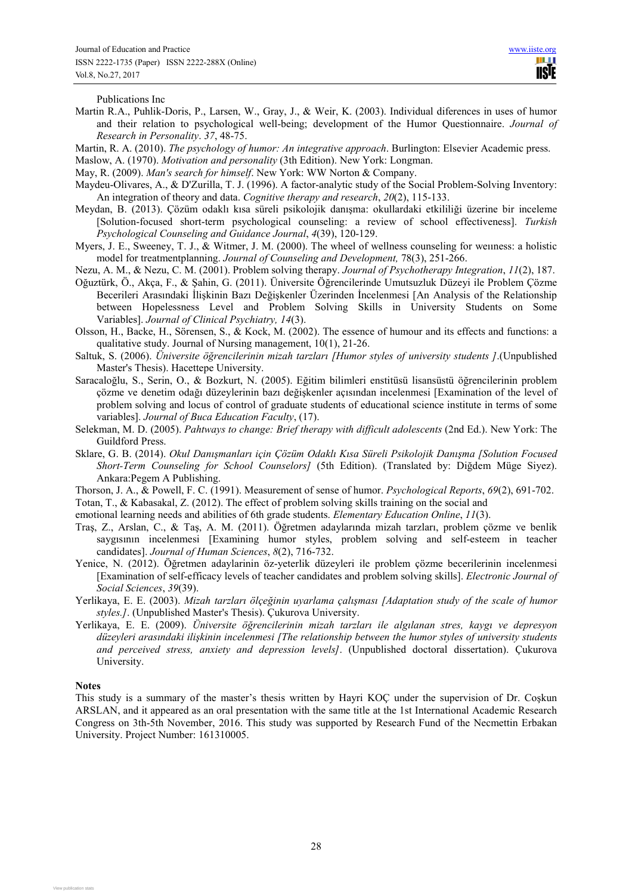Publications Inc

Martin R.A., Puhlik-Doris, P., Larsen, W., Gray, J., & Weir, K. (2003). Individual diferences in uses of humor and their relation to psychological well-being; development of the Humor Questionnaire. *Journal of Research in Personality*. *37*, 48-75.

Martin, R. A. (2010). *The psychology of humor: An integrative approach*. Burlington: Elsevier Academic press.

Maslow, A. (1970). *Motivation and personality* (3th Edition). New York: Longman.

May, R. (2009). *Man's search for himself*. New York: WW Norton & Company.

Maydeu-Olivares, A., & D'Zurilla, T. J. (1996). A factor-analytic study of the Social Problem-Solving Inventory: An integration of theory and data. *Cognitive therapy and research*, *20*(2), 115-133.

Meydan, B. (2013). Çözüm odaklı kısa süreli psikolojik danışma: okullardaki etkililiği üzerine bir inceleme [Solution-focused short-term psychological counseling: a review of school effectiveness]. *Turkish Psychological Counseling and Guidance Journal*, *4*(39), 120-129.

Myers, J. E., Sweeney, T. J., & Witmer, J. M. (2000). The wheel of wellness counseling for weııness: a holistic model for treatmentplanning. *Journal of Counseling and Development,* 78(3), 251-266.

Nezu, A. M., & Nezu, C. M. (2001). Problem solving therapy. *Journal of Psychotherapy Integration*, *11*(2), 187.

Oğuztürk, Ö., Akça, F., & Şahin, G. (2011). Üniversite Öğrencilerinde Umutsuzluk Düzeyi ile Problem Çözme Becerileri Arasındaki İlişkinin Bazı Değişkenler Üzerinden İncelenmesi [An Analysis of the Relationship between Hopelessness Level and Problem Solving Skills in University Students on Some Variables]. *Journal of Clinical Psychiatry, 14*(3).

Olsson, H., Backe, H., Sörensen, S., & Kock, M. (2002). The essence of humour and its effects and functions: a qualitative study. Journal of Nursing management, 10(1), 21-26.

Saltuk, S. (2006). *Üniversite öğrencilerinin mizah tarzları [Humor styles of university students ]*.(Unpublished Master's Thesis). Hacettepe University.

Saracaloğlu, S., Serin, O., & Bozkurt, N. (2005). Eğitim bilimleri enstitüsü lisansüstü öğrencilerinin problem çözme ve denetim odağı düzeylerinin bazı değişkenler açısından incelenmesi [Examination of the level of problem solving and locus of control of graduate students of educational science institute in terms of some variables]. *Journal of Buca Education Faculty*, (17).

Selekman, M. D. (2005). *Pahtways to change: Brief therapy with difficult adolescents* (2nd Ed.). New York: The Guildford Press.

Sklare, G. B. (2014). *Okul Danışmanları için Çözüm Odaklı Kısa Süreli Psikolojik Danışma [Solution Focused Short-Term Counseling for School Counselors]* (5th Edition). (Translated by: Diğdem Müge Siyez). Ankara:Pegem A Publishing.

Thorson, J. A., & Powell, F. C. (1991). Measurement of sense of humor. *Psychological Reports*, *69*(2), 691-702.

Totan, T., & Kabasakal, Z. (2012). The effect of problem solving skills training on the social and emotional learning needs and abilities of 6th grade students. *Elementary Education Online*, *11*(3).

Traş, Z., Arslan, C., & Taş, A. M. (2011). Öğretmen adaylarında mizah tarzları, problem çözme ve benlik saygısının incelenmesi [Examining humor styles, problem solving and self-esteem in teacher candidates]. *Journal of Human Sciences*, *8*(2), 716-732.

Yenice, N. (2012). Öğretmen adaylarinin öz-yeterlik düzeyleri ile problem çözme becerilerinin incelenmesi [Examination of self-efficacy levels of teacher candidates and problem solving skills]. *Electronic Journal of Social Sciences*, *39*(39).

Yerlikaya, E. E. (2003). *Mizah tarzları ölçeğinin uyarlama çalışması [Adaptation study of the scale of humor styles.]*. (Unpublished Master's Thesis). Çukurova University.

Yerlikaya, E. E. (2009). *Üniversite öğrencilerinin mizah tarzları ile algılanan stres, kaygı ve depresyon düzeyleri arasındaki ilişkinin incelenmesi [The relationship between the humor styles of university students and perceived stress, anxiety and depression levels]*. (Unpublished doctoral dissertation). Çukurova University.

**Notes**

This study is a summary of the master's thesis written by Hayri KOÇ under the supervision of Dr. Coşkun ARSLAN, and it appeared as an oral presentation with the same title at the 1st International Academic Research Congress on 3th-5th November, 2016. This study was supported by Research Fund of the Necmettin Erbakan University. Project Number: 161310005.